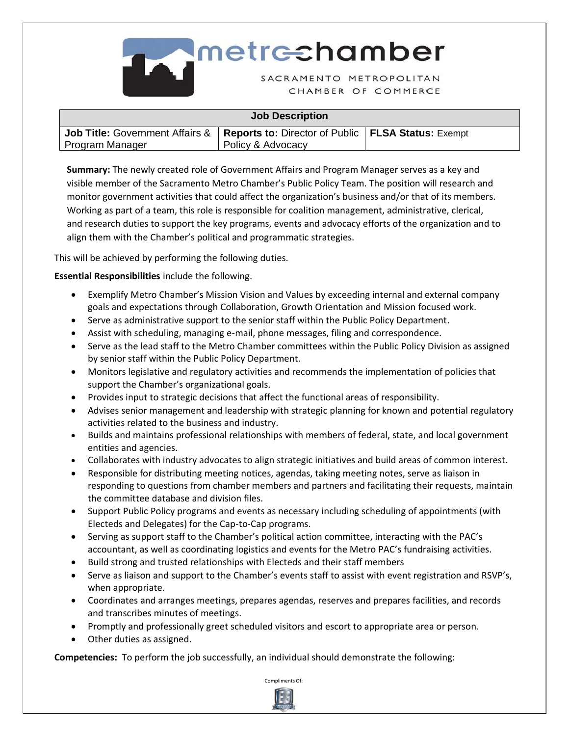# metrochamber

SACRAMENTO METROPOLITAN CHAMBER OF COMMERCE

| Job Description | | |
|---|---|---|
| **Job Title:** Government Affairs & Program Manager | **Reports to:** Director of Public Policy & Advocacy | **FLSA Status:** Exempt |

**Summary:** The newly created role of Government Affairs and Program Manager serves as a key and visible member of the Sacramento Metro Chamber's Public Policy Team. The position will research and monitor government activities that could affect the organization's business and/or that of its members. Working as part of a team, this role is responsible for coalition management, administrative, clerical, and research duties to support the key programs, events and advocacy efforts of the organization and to align them with the Chamber's political and programmatic strategies.

This will be achieved by performing the following duties.

**Essential Responsibilities** include the following.

- Exemplify Metro Chamber's Mission Vision and Values by exceeding internal and external company goals and expectations through Collaboration, Growth Orientation and Mission focused work.
- Serve as administrative support to the senior staff within the Public Policy Department.
- Assist with scheduling, managing e-mail, phone messages, filing and correspondence.
- Serve as the lead staff to the Metro Chamber committees within the Public Policy Division as assigned by senior staff within the Public Policy Department.
- Monitors legislative and regulatory activities and recommends the implementation of policies that support the Chamber's organizational goals.
- Provides input to strategic decisions that affect the functional areas of responsibility.
- Advises senior management and leadership with strategic planning for known and potential regulatory activities related to the business and industry.
- Builds and maintains professional relationships with members of federal, state, and local government entities and agencies.
- Collaborates with industry advocates to align strategic initiatives and build areas of common interest.
- Responsible for distributing meeting notices, agendas, taking meeting notes, serve as liaison in responding to questions from chamber members and partners and facilitating their requests, maintain the committee database and division files.
- Support Public Policy programs and events as necessary including scheduling of appointments (with Electeds and Delegates) for the Cap-to-Cap programs.
- Serving as support staff to the Chamber's political action committee, interacting with the PAC's accountant, as well as coordinating logistics and events for the Metro PAC's fundraising activities.
- Build strong and trusted relationships with Electeds and their staff members
- Serve as liaison and support to the Chamber's events staff to assist with event registration and RSVP's, when appropriate.
- Coordinates and arranges meetings, prepares agendas, reserves and prepares facilities, and records and transcribes minutes of meetings.
- Promptly and professionally greet scheduled visitors and escort to appropriate area or person.
- Other duties as assigned.

**Competencies:** To perform the job successfully, an individual should demonstrate the following:

Compliments Of: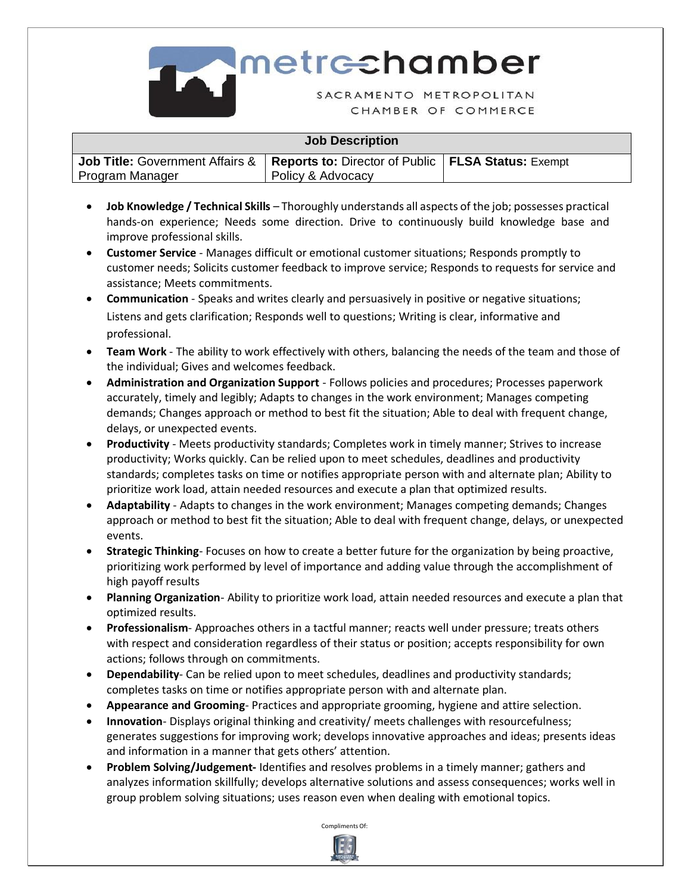# metrochamber

SACRAMENTO METROPOLITAN CHAMBER OF COMMERCE

| Job Description | | |
|---|---|---|
| **Job Title:** Government Affairs & Program Manager | **Reports to:** Director of Public Policy & Advocacy | **FLSA Status:** Exempt |

- **Job Knowledge / Technical Skills** – Thoroughly understands all aspects of the job; possesses practical hands-on experience; Needs some direction. Drive to continuously build knowledge base and improve professional skills.
- **Customer Service** - Manages difficult or emotional customer situations; Responds promptly to customer needs; Solicits customer feedback to improve service; Responds to requests for service and assistance; Meets commitments.
- **Communication** - Speaks and writes clearly and persuasively in positive or negative situations; Listens and gets clarification; Responds well to questions; Writing is clear, informative and professional.
- **Team Work** - The ability to work effectively with others, balancing the needs of the team and those of the individual; Gives and welcomes feedback.
- **Administration and Organization Support** - Follows policies and procedures; Processes paperwork accurately, timely and legibly; Adapts to changes in the work environment; Manages competing demands; Changes approach or method to best fit the situation; Able to deal with frequent change, delays, or unexpected events.
- **Productivity** - Meets productivity standards; Completes work in timely manner; Strives to increase productivity; Works quickly. Can be relied upon to meet schedules, deadlines and productivity standards; completes tasks on time or notifies appropriate person with and alternate plan; Ability to prioritize work load, attain needed resources and execute a plan that optimized results.
- **Adaptability** - Adapts to changes in the work environment; Manages competing demands; Changes approach or method to best fit the situation; Able to deal with frequent change, delays, or unexpected events.
- **Strategic Thinking**- Focuses on how to create a better future for the organization by being proactive, prioritizing work performed by level of importance and adding value through the accomplishment of high payoff results
- **Planning Organization**- Ability to prioritize work load, attain needed resources and execute a plan that optimized results.
- **Professionalism**- Approaches others in a tactful manner; reacts well under pressure; treats others with respect and consideration regardless of their status or position; accepts responsibility for own actions; follows through on commitments.
- **Dependability**- Can be relied upon to meet schedules, deadlines and productivity standards; completes tasks on time or notifies appropriate person with and alternate plan.
- **Appearance and Grooming**- Practices and appropriate grooming, hygiene and attire selection.
- **Innovation**- Displays original thinking and creativity/ meets challenges with resourcefulness; generates suggestions for improving work; develops innovative approaches and ideas; presents ideas and information in a manner that gets others' attention.
- **Problem Solving/Judgement-** Identifies and resolves problems in a timely manner; gathers and analyzes information skillfully; develops alternative solutions and assess consequences; works well in group problem solving situations; uses reason even when dealing with emotional topics.

Compliments Of: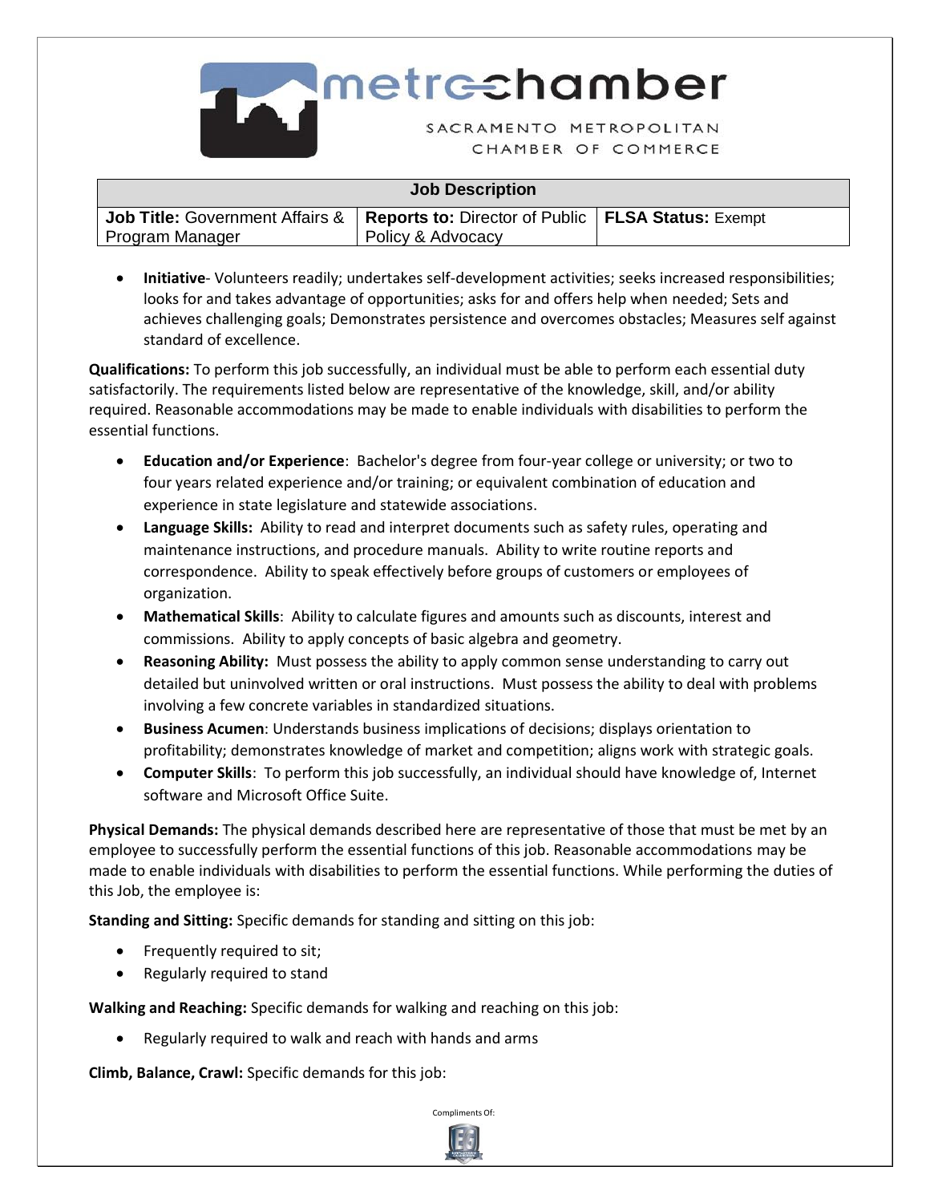| Job Description | | |
|---|---|---|
| **Job Title:** Government Affairs & Program Manager | **Reports to:** Director of Public Policy & Advocacy | **FLSA Status:** Exempt |

- **Initiative**- Volunteers readily; undertakes self-development activities; seeks increased responsibilities; looks for and takes advantage of opportunities; asks for and offers help when needed; Sets and achieves challenging goals; Demonstrates persistence and overcomes obstacles; Measures self against standard of excellence.

**Qualifications:** To perform this job successfully, an individual must be able to perform each essential duty satisfactorily. The requirements listed below are representative of the knowledge, skill, and/or ability required. Reasonable accommodations may be made to enable individuals with disabilities to perform the essential functions.

- **Education and/or Experience**: Bachelor's degree from four-year college or university; or two to four years related experience and/or training; or equivalent combination of education and experience in state legislature and statewide associations.
- **Language Skills:** Ability to read and interpret documents such as safety rules, operating and maintenance instructions, and procedure manuals. Ability to write routine reports and correspondence. Ability to speak effectively before groups of customers or employees of organization.
- **Mathematical Skills**: Ability to calculate figures and amounts such as discounts, interest and commissions. Ability to apply concepts of basic algebra and geometry.
- **Reasoning Ability:** Must possess the ability to apply common sense understanding to carry out detailed but uninvolved written or oral instructions. Must possess the ability to deal with problems involving a few concrete variables in standardized situations.
- **Business Acumen**: Understands business implications of decisions; displays orientation to profitability; demonstrates knowledge of market and competition; aligns work with strategic goals.
- **Computer Skills**: To perform this job successfully, an individual should have knowledge of, Internet software and Microsoft Office Suite.

**Physical Demands:** The physical demands described here are representative of those that must be met by an employee to successfully perform the essential functions of this job. Reasonable accommodations may be made to enable individuals with disabilities to perform the essential functions. While performing the duties of this Job, the employee is:

**Standing and Sitting:** Specific demands for standing and sitting on this job:

- Frequently required to sit;
- Regularly required to stand

**Walking and Reaching:** Specific demands for walking and reaching on this job:

- Regularly required to walk and reach with hands and arms

**Climb, Balance, Crawl:** Specific demands for this job: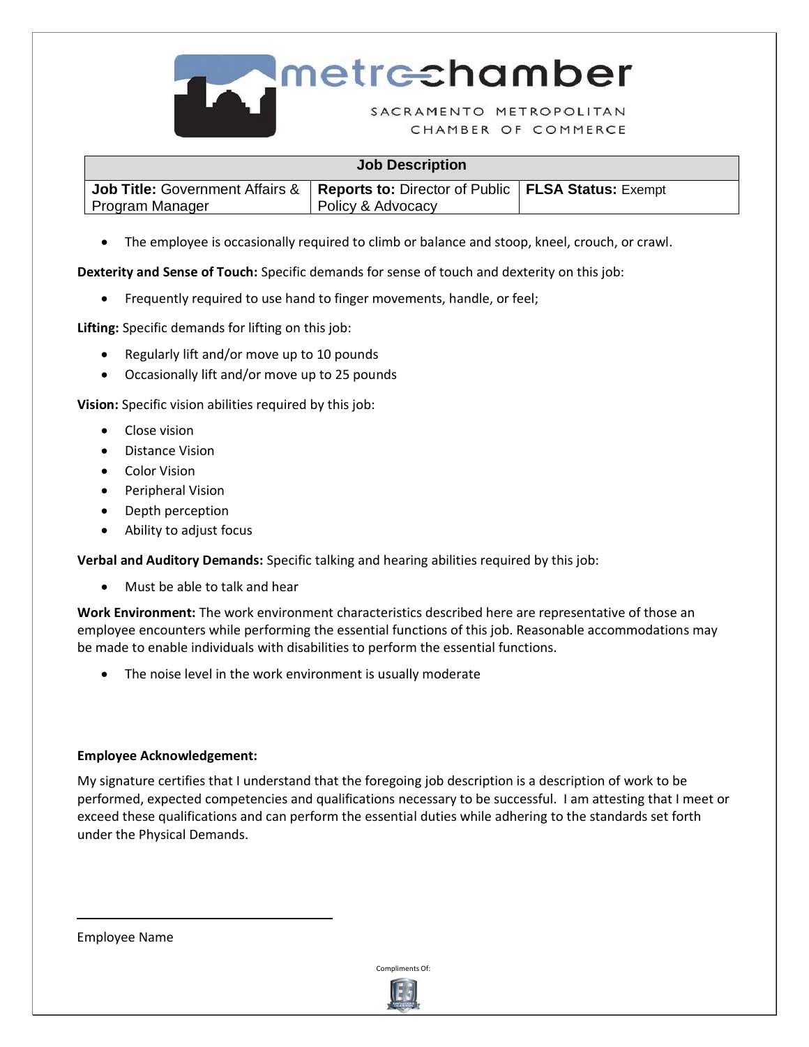| Job Description | | |
|---|---|---|
| **Job Title:** Government Affairs & Program Manager | **Reports to:** Director of Public Policy & Advocacy | **FLSA Status:** Exempt |

- The employee is occasionally required to climb or balance and stoop, kneel, crouch, or crawl.

**Dexterity and Sense of Touch:** Specific demands for sense of touch and dexterity on this job:

- Frequently required to use hand to finger movements, handle, or feel;

**Lifting:** Specific demands for lifting on this job:

- Regularly lift and/or move up to 10 pounds
- Occasionally lift and/or move up to 25 pounds

**Vision:** Specific vision abilities required by this job:

- Close vision
- Distance Vision
- Color Vision
- Peripheral Vision
- Depth perception
- Ability to adjust focus

**Verbal and Auditory Demands:** Specific talking and hearing abilities required by this job:

- Must be able to talk and hear

**Work Environment:** The work environment characteristics described here are representative of those an employee encounters while performing the essential functions of this job. Reasonable accommodations may be made to enable individuals with disabilities to perform the essential functions.

- The noise level in the work environment is usually moderate

**Employee Acknowledgement:**

My signature certifies that I understand that the foregoing job description is a description of work to be performed, expected competencies and qualifications necessary to be successful. I am attesting that I meet or exceed these qualifications and can perform the essential duties while adhering to the standards set forth under the Physical Demands.

\_\_\_\_\_\_\_\_\_\_\_\_\_\_\_\_\_\_\_\_\_\_\_\_\_\_\_\_\_\_\_\_

Employee Name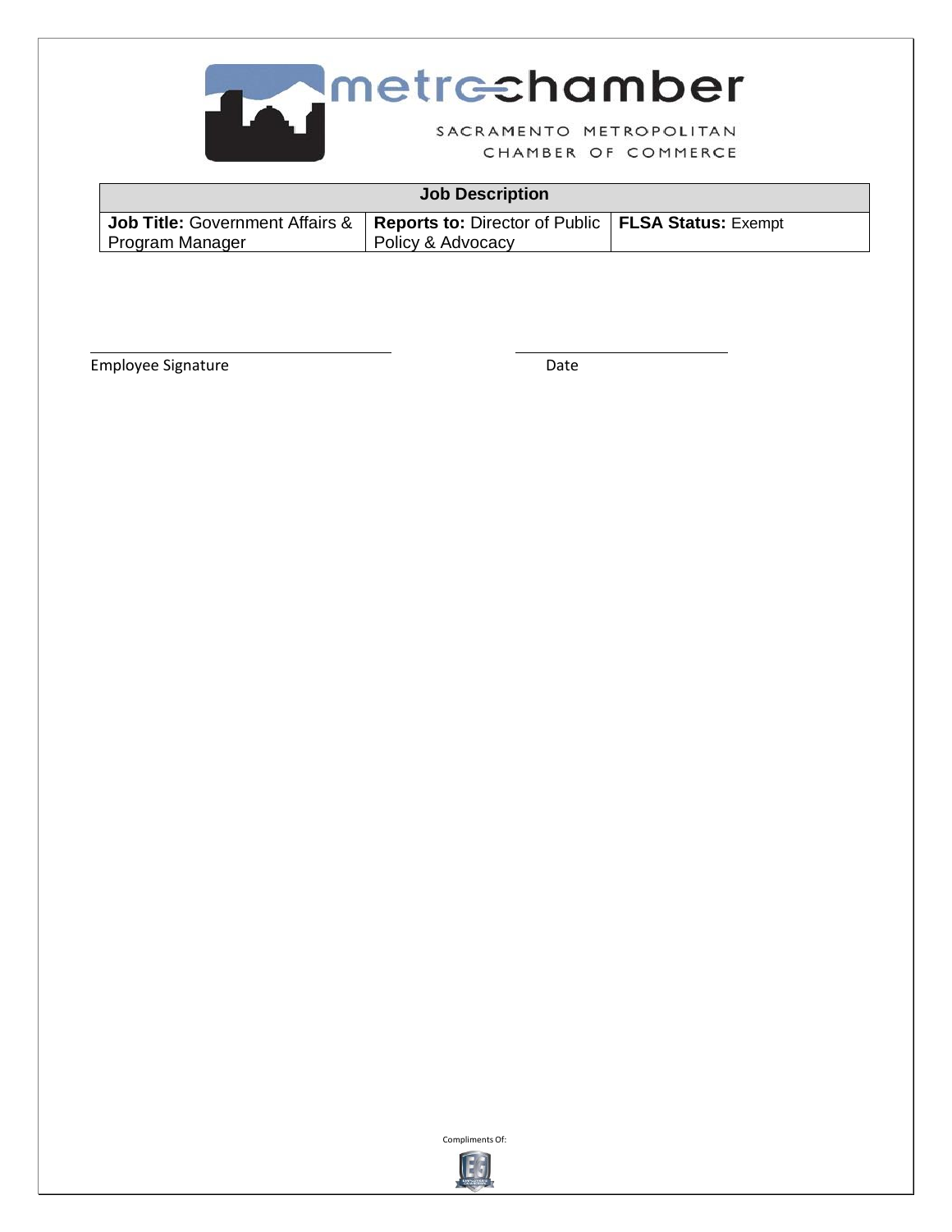metrochamber

SACRAMENTO METROPOLITAN CHAMBER OF COMMERCE

| Job Description | | |
|---|---|---|
| **Job Title:** Government Affairs & Program Manager | **Reports to:** Director of Public Policy & Advocacy | **FLSA Status:** Exempt |

Employee Signature ______________________ Date ______________________

Compliments Of: